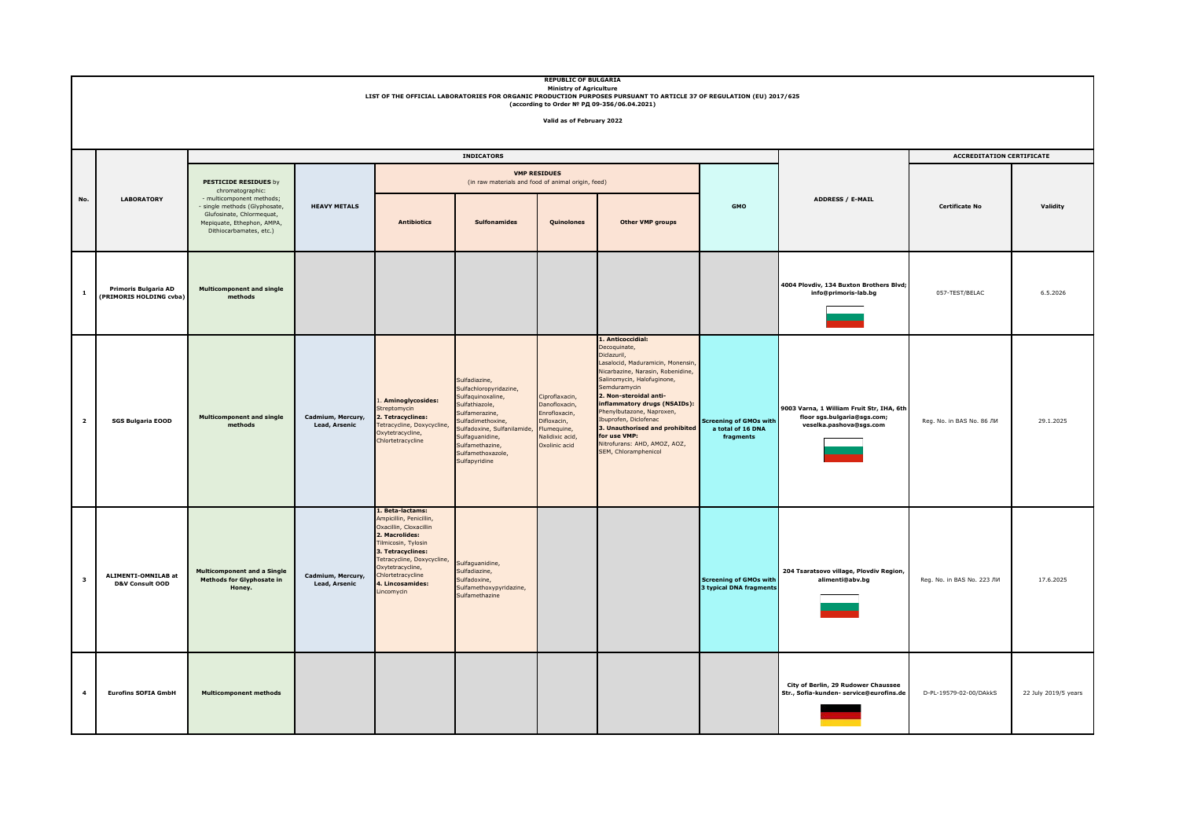**REPUBLIC OF BULGARIA**
**Ministry of Agriculture**
**LIST OF THE OFFICIAL LABORATORIES FOR ORGANIC PRODUCTION PURPOSES PURSUANT TO ARTICLE 37 OF REGULATION (EU) 2017/625**
**(according to Order № РД 09-356/06.04.2021)**

**Valid as of February 2022**

| No. | LABORATORY | INDICATORS | | | | | | | ADDRESS / E-MAIL | ACCREDITATION CERTIFICATE | |
|---|---|---|---|---|---|---|---|---|---|---|---|
| | | **PESTICIDE RESIDUES** by chromatographic: - multicomponent methods; - single methods (Glyphosate, Glufosinate, Chlormequat, Mepiquate, Ethephon, AMPA, Dithiocarbamates, etc.) | **HEAVY METALS** | **VMP RESIDUES** (in raw materials and food of animal origin, feed) | | | | **GMO** | | **Certificate No** | **Validity** |
| | | | | **Antibiotics** | **Sulfonamides** | **Quinolones** | **Other VMP groups** | | | | |
| **1** | **Primoris Bulgaria AD (PRIMORIS HOLDING cvba)** | **Multicomponent and single methods** | | | | | | | **4004 Plovdiv, 134 Buxton Brothers Blvd; info@primoris-lab.bg** | 057-TEST/BELAC | 6.5.2026 |
| **2** | **SGS Bulgaria EOOD** | **Multicomponent and single methods** | **Cadmium, Mercury, Lead, Arsenic** | 1. **Aminoglycosides:** Streptomycin 2. **Tetracyclines:** Tetracycline, Doxycycline, Oxytetracycline, Chlortetracycline | Sulfadiazine, Sulfachloropyridazine, Sulfaquinoxaline, Sulfathiazole, Sulfamerazine, Sulfadimethoxine, Sulfadoxine, Sulfanilamide, Sulfaguanidine, Sulfamethazine, Sulfamethoxazole, Sulfapyridine | Ciprofloxacin, Danofloxacin, Enrofloxacin, Difloxacin, Flumequine, Nalidixic acid, Oxolinic acid | **1. Anticoccidial:** Decoquinate, Diclazuril, Lasalocid, Maduramicin, Monensin, Nicarbazine, Narasin, Robenidine, Salinomycin, Halofuginone, Semduramycin **2. Non-steroidal anti-inflammatory drugs (NSAIDs):** Phenylbutazone, Naproxen, Ibuprofen, Diclofenac **3. Unauthorised and prohibited for use VMP:** Nitrofurans: AHD, AMOZ, AOZ, SEM, Chloramphenicol | **Screening of GMOs with a total of 16 DNA fragments** | **9003 Varna, 1 William Fruit Str, IHA, 6th floor sgs.bulgaria@sgs.com; veselka.pashova@sgs.com** | Reg. No. in BAS No. 86 ЛИ | 29.1.2025 |
| **3** | **ALIMENTI-OMNILAB at D&V Consult OOD** | **Multicomponent and a Single Methods for Glyphosate in Honey.** | **Cadmium, Mercury, Lead, Arsenic** | **1. Beta-lactams:** Ampicillin, Penicillin, Oxacillin, Cloxacillin **2. Macrolides:** Tilmicosin, Tylosin **3. Tetracyclines:** Tetracycline, Doxycycline, Oxytetracycline, Chlortetracycline **4. Lincosamides:** Lincomycin | Sulfaguanidine, Sulfadiazine, Sulfadoxine, Sulfamethoxypyridazine, Sulfamethazine | | | **Screening of GMOs with 3 typical DNA fragments** | **204 Tsaratsovo village, Plovdiv Region, alimenti@abv.bg** | Reg. No. in BAS No. 223 ЛИ | 17.6.2025 |
| **4** | **Eurofins SOFIA GmbH** | **Multicomponent methods** | | | | | | | **City of Berlin, 29 Rudower Chaussee Str., Sofia-kunden- service@eurofins.de** | D-PL-19579-02-00/DAkkS | 22 July 2019/5 years |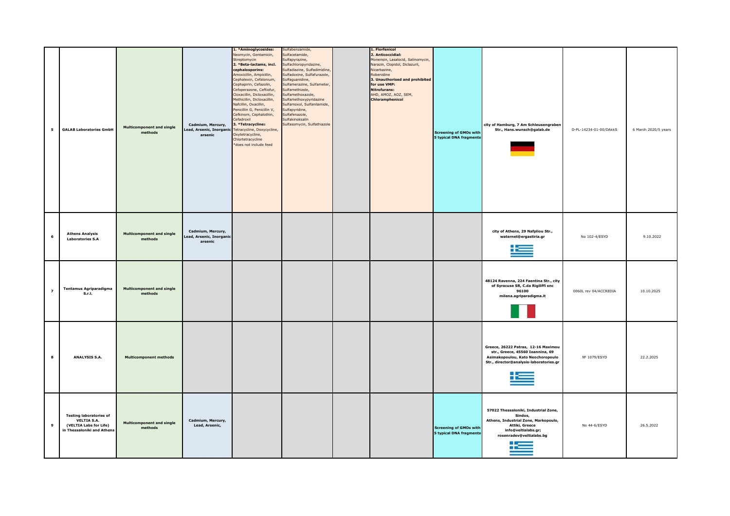| 5 | GALAB Laboratories GmbH | Multicomponent and single methods | Cadmium, Mercury, Lead, Arsenic, Inorganic arsenic | **1. *Aminoglycosides:** Neomycin, Gentamicin, Streptomycin **2. *Beta-lactams, incl. cephalosporins:** Amoxicillin, Ampicillin, Cephalexin, Cefalonium, Cephapirin, Cefazolin, Cefoperazone, Ceftiofur, Cloxacillin, Dicloxacillin, Methicillin, Dicloxacillin, Nafcillin, Oxacillin, Penicillin G, Penicillin V, Cefkinom, Cephalothin, Cefadroxil **3. *Tetracyclines** Tetracycline, Doxycycline, Oxytetracycline, Chlortetracycline *does not include feed | Sulfabenzamide, Sulfacetamide, Sulfapyrazine, Sulfachloropyridazine, Sulfadiazine, Sulfadimidine, Sulfadoxine, Sulfafurazole, Sulfaguanidine, Sulfamerazine, Sulfameter, Sulfamethizole, Sulfamethoxazole, Sulfamethoxypyridazine Sulfamoxol, Sulfanilamide, Sulfapyridine, Sulfafenazole, Sulfakinoksalin Sulfasomycin, Sulfathiazole | | **1. Florfenicol** **2. Anticoccidial:** Monensin, Lasalocid, Salinomycin, Narazin, Clopidol, Diclazuril, Nicarbazine, Robenidine **3. Unauthorised and prohibited for use VMP:** **Nitrofurans:** AHD, AMOZ, AOZ, SEM, **Chloramphenicol** | Screening of GMOs with 5 typical DNA fragments | city of Hamburg, 7 Am Schleusengraben Str., Hans.wunsch@galab.de | D-PL-14234-01-00/DAkkS | 6 March 2020/5 years |
|---|---|---|---|---|---|---|---|---|---|---|---|
| 6 | Athens Analysis Laboratories S.A | Multicomponent and single methods | Cadmium, Mercury, Lead, Arsenic, Inorganic arsenic | | | | | | city of Athens, 29 Nafpliou Str., waternet@ergastiria.gr | No 102-4/ESYD | 9.10.2022 |
| 7 | Tentamus Agriparadigma S.r.l. | Multicomponent and single methods | | | | | | | 48124 Ravenna, 224 Faentina Str., city of Syracuse SR, C.da Rigiliffi snc 96100 milena.agriparadigma.it | 0060L rev 04/ACCREDIA | 10.10.2025 |
| 8 | ANALYSIS S.A. | Multicomponent methods | | | | | | | Greece, 26222 Patras, 12-16 Maximou str., Greece, 45560 Ioannina, 69 Asimakopoulou, Kato Neochoropoulo Str., director@analysis-laboratories.gr | № 1079/ESYD | 22.2.2025 |
| 9 | Testing laboratories of VELTIA S.A. (VELTIA Labs for Life) in Thessaloniki and Athens | Multicomponent and single methods | Cadmium, Mercury, Lead, Arsenic, | | | | | Screening of GMOs with 5 typical DNA fragments | 57022 Thessaloniki, Industrial Zone, Sindos, Athens, Industrial Zone, Markopoulo, Attiki, Greece info@veltialabs.gr; rosenradev@veltialabs.bg | No 44-6/ESYD | 26.5.2022 |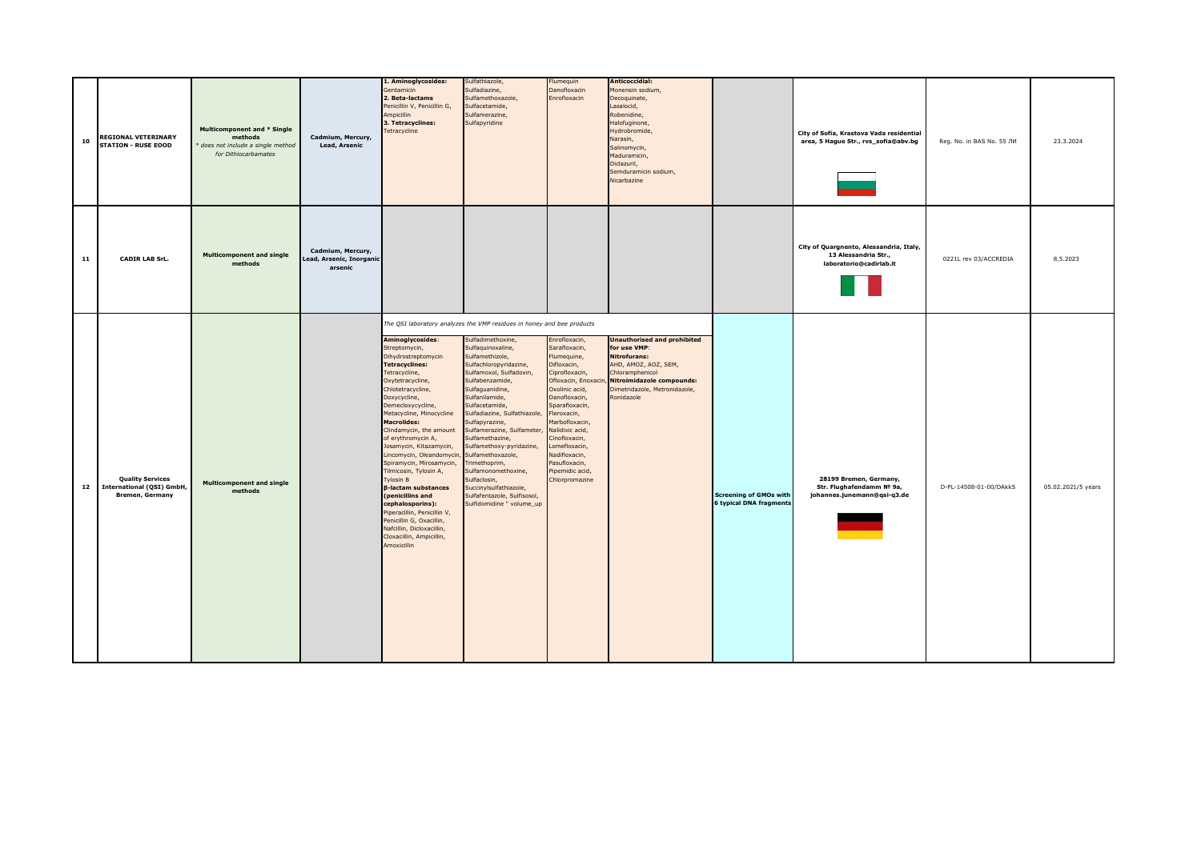| | | | | | | | | | | | |
|---|---|---|---|---|---|---|---|---|---|---|---|
| 10 | **REGIONAL VETERINARY STATION - RUSE EOOD** | **Multicomponent and * Single methods** *\* does not include a single method for Dithiocarbamates* | **Cadmium, Mercury, Lead, Arsenic** | **1. Aminoglycosides:** Gentamicin **2. Beta-lactams** Penicillin V, Penicillin G, Ampicillin **3. Tetracyclines:** Tetracycline | Sulfathiazole, Sulfadiazine, Sulfamethoxazole, Sulfacetamide, Sulfamerazine, Sulfapyridine | Flumequin Danofloxacin Enrofloxacin | **Anticoccidial:** Monensin sodium, Decoquinate, Lasalocid, Robenidine, Halofuginone, Hydrobromide, Narasin, Salinomycin, Maduramicin, Diclazuril, Semduramicin sodium, Nicarbazine | | **City of Sofia, Krastova Vada residential area, 5 Hague Str., rvs_sofia@abv.bg** | Reg. No. in BAS No. 55 ЛИ | 23.3.2024 |
| 11 | **CADIR LAB SrL.** | **Multicomponent and single methods** | **Cadmium, Mercury, Lead, Arsenic, Inorganic arsenic** | | | | | | **City of Quargnento, Alessandria, Italy, 13 Alessandria Str., laboratorio@cadirlab.it** | 0221L rev 03/ACCREDIA | 8.5.2023 |
| 12 | **Quality Services International (QSI) GmbH, Bremen, Germany** | **Multicomponent and single methods** | | *The QSI laboratory analyzes the VMP residues in honey and bee products* **Aminoglycosides**: Streptomycin, Dihydrostreptomycin **Tetracyclines:** Tetracycline, Oxytetracycline, Chlotetracycline, Doxycycline, Demecloxycycline, Metacycline, Minocycline **Macrolides:** Clindamycin, the amount of erythromycin A, Josamycin, Kitazamycin, Lincomycin, Oleandomycin, Spiramycin, Mirosamycin, Tilmicosin, Tylosin A, Tylosin B **β-lactam substances (penicillins and cephalosporins):** Piperacillin, Penicillin V, Penicillin G, Oxacillin, Nafcillin, Dicloxacillin, Cloxacillin, Ampicillin, Amoxicillin | Sulfadimethoxine, Sulfaquinoxaline, Sulfamethizole, Sulfachloropyridazine, Sulfamoxol, Sulfadoxin, Sulfabenzamide, Sulfaguanidine, Sulfanilamide, Sulfacetamide, Sulfadiazine, Sulfathiazole, Sulfapyrazine, Sulfamerazine, Sulfameter, Sulfamethazine, Sulfamethoxy-pyridazine, Sulfamethoxazole, Trimethoprim, Sulfamonomethoxine, Sulfaclosin, Succinylsulfathiazole, Sulfafentazole, Sulfisosol, Sulfidomidine " volume_up | Enrofloxacin, Sarafloxacin, Flumequine, Difloxacin, Ciprofloxacin, Ofloxacin, Enoxacin, Oxolinic acid, Danofloxacin, Sparafloxacin, Fleroxacin, Marbofloxacin, Nalidixic acid, Cinofloxacin, Lomefloxacin, Nadifloxacin, Pasufloxacin, Pipemidic acid, Chlorpromazine | **Unauthorised and prohibited for use VMP**: **Nitrofurans:** AHD, AMOZ, AOZ, SEM, Chloramphenicol **Nitroimidazole compounds:** Dimetridazole, Metronidazole, Ronidazole | **Screening of GMOs with 6 typical DNA fragments** | **28199 Bremen, Germany, Str. Flughafendamm № 9a, johannes.junemann@qsi-q3.de** | D-PL-14508-01-00/DAkkS | 05.02.2021/5 years |